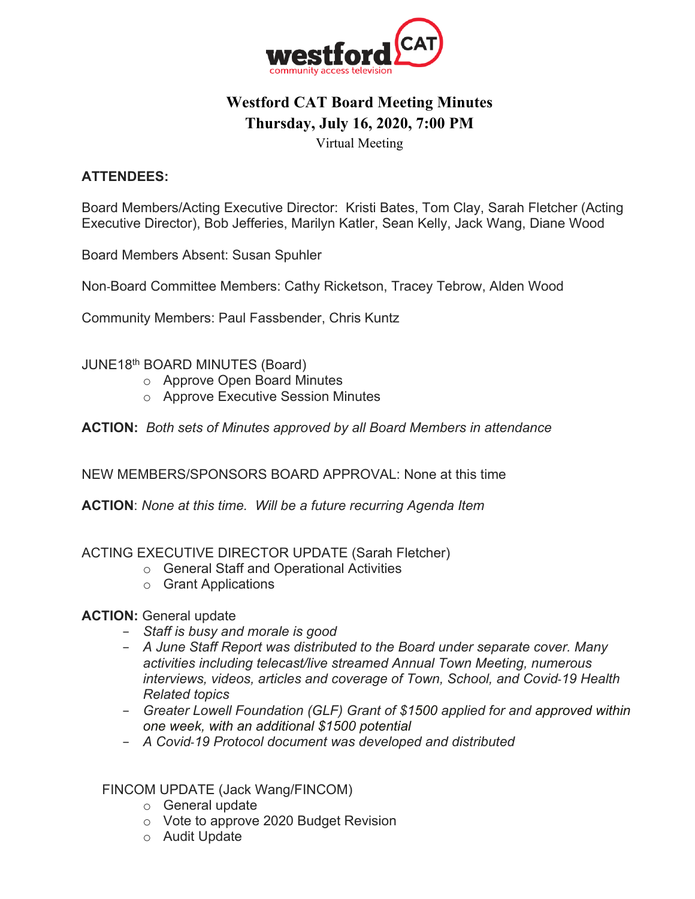# Westford CAT Board Meeting Minutes
## Thursday, July 16, 2020, 7:00 PM

Virtual Meeting

**ATTENDEES:**

Board Members/Acting Executive Director: Kristi Bates, Tom Clay, Sarah Fletcher (Acting Executive Director), Bob Jefferies, Marilyn Katler, Sean Kelly, Jack Wang, Diane Wood

Board Members Absent: Susan Spuhler

Non-Board Committee Members: Cathy Ricketson, Tracey Tebrow, Alden Wood

Community Members: Paul Fassbender, Chris Kuntz

JUNE18th BOARD MINUTES (Board)

- Approve Open Board Minutes
- Approve Executive Session Minutes

**ACTION:** *Both sets of Minutes approved by all Board Members in attendance*

NEW MEMBERS/SPONSORS BOARD APPROVAL: None at this time

**ACTION**: *None at this time. Will be a future recurring Agenda Item*

ACTING EXECUTIVE DIRECTOR UPDATE (Sarah Fletcher)

- General Staff and Operational Activities
- Grant Applications

**ACTION:** General update

- *Staff is busy and morale is good*
- *A June Staff Report was distributed to the Board under separate cover. Many activities including telecast/live streamed Annual Town Meeting, numerous interviews, videos, articles and coverage of Town, School, and Covid-19 Health Related topics*
- *Greater Lowell Foundation (GLF) Grant of $1500 applied for and approved within one week, with an additional $1500 potential*
- *A Covid-19 Protocol document was developed and distributed*

FINCOM UPDATE (Jack Wang/FINCOM)

- General update
- Vote to approve 2020 Budget Revision
- Audit Update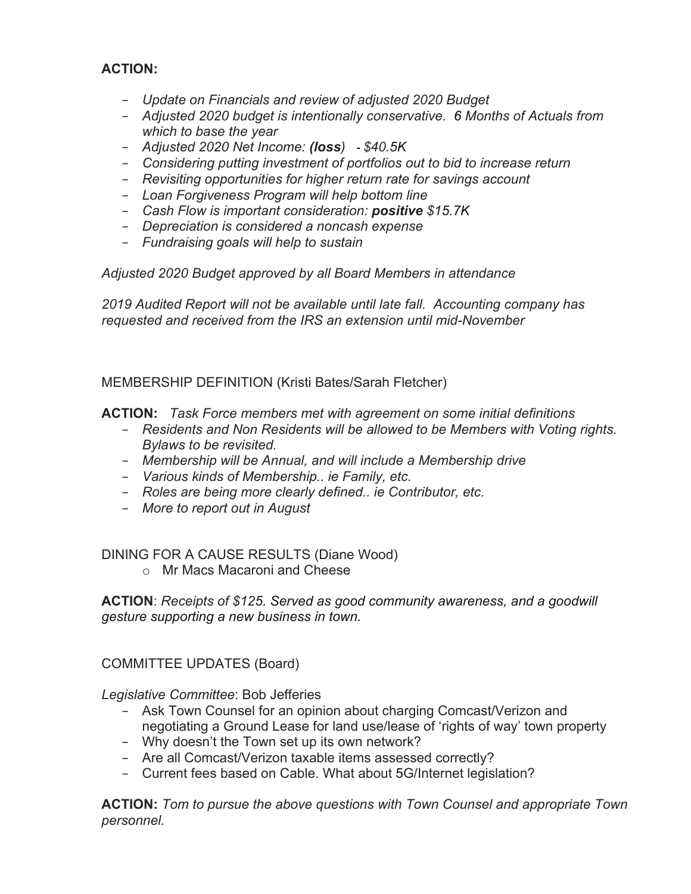**ACTION:**

- *Update on Financials and review of adjusted 2020 Budget*
- *Adjusted 2020 budget is intentionally conservative. 6 Months of Actuals from which to base the year*
- *Adjusted 2020 Net Income: **(loss)** - $40.5K*
- *Considering putting investment of portfolios out to bid to increase return*
- *Revisiting opportunities for higher return rate for savings account*
- *Loan Forgiveness Program will help bottom line*
- *Cash Flow is important consideration: **positive** $15.7K*
- *Depreciation is considered a noncash expense*
- *Fundraising goals will help to sustain*

*Adjusted 2020 Budget approved by all Board Members in attendance*

*2019 Audited Report will not be available until late fall. Accounting company has requested and received from the IRS an extension until mid-November*

MEMBERSHIP DEFINITION (Kristi Bates/Sarah Fletcher)

**ACTION:** *Task Force members met with agreement on some initial definitions*

- *Residents and Non Residents will be allowed to be Members with Voting rights. Bylaws to be revisited.*
- *Membership will be Annual, and will include a Membership drive*
- *Various kinds of Membership.. ie Family, etc.*
- *Roles are being more clearly defined.. ie Contributor, etc.*
- *More to report out in August*

DINING FOR A CAUSE RESULTS (Diane Wood)

- Mr Macs Macaroni and Cheese

**ACTION**: *Receipts of $125. Served as good community awareness, and a goodwill gesture supporting a new business in town.*

COMMITTEE UPDATES (Board)

*Legislative Committee*: Bob Jefferies

- Ask Town Counsel for an opinion about charging Comcast/Verizon and negotiating a Ground Lease for land use/lease of 'rights of way' town property
- Why doesn't the Town set up its own network?
- Are all Comcast/Verizon taxable items assessed correctly?
- Current fees based on Cable. What about 5G/Internet legislation?

**ACTION:** *Tom to pursue the above questions with Town Counsel and appropriate Town personnel.*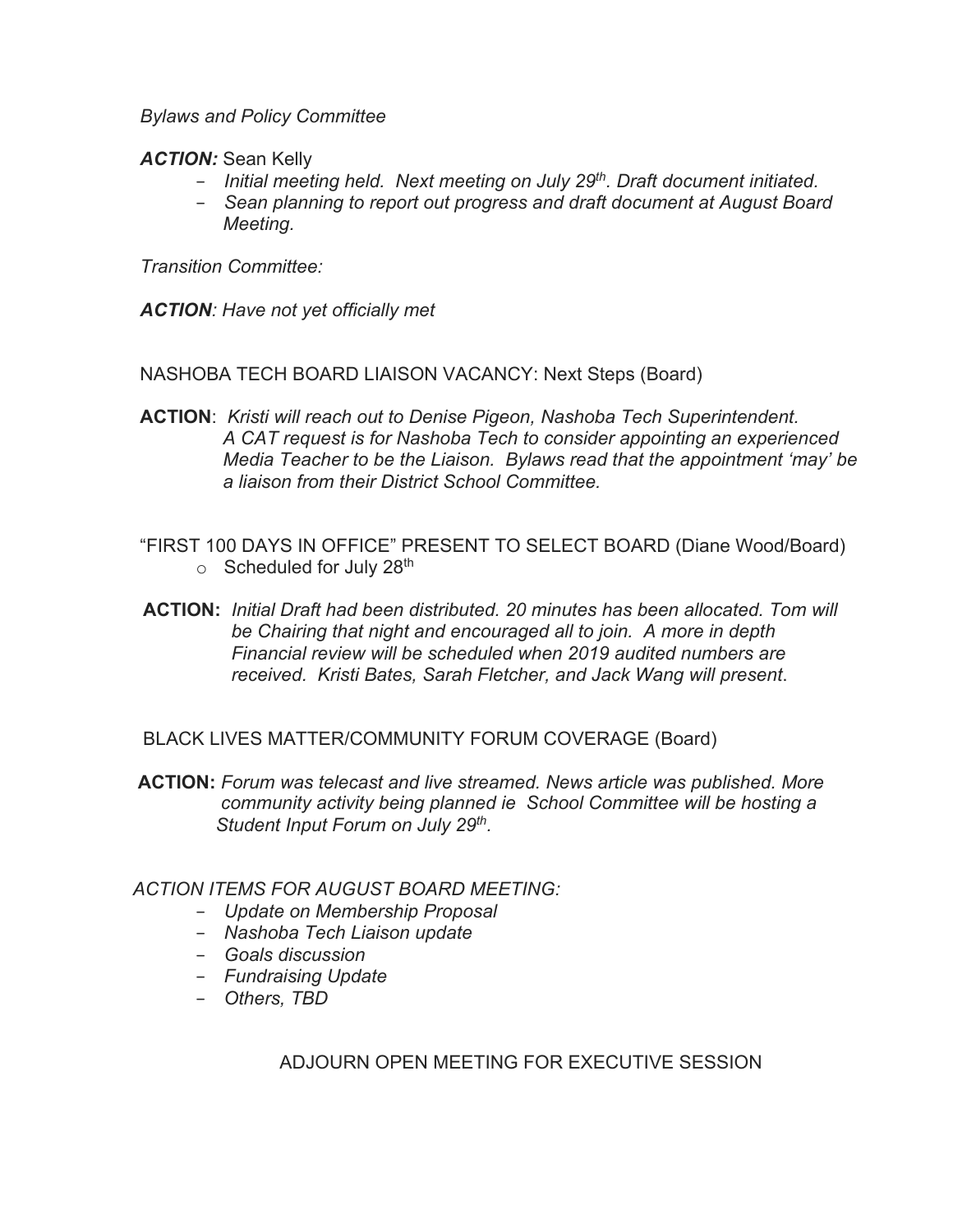*Bylaws and Policy Committee*

***ACTION:*** Sean Kelly

- *Initial meeting held. Next meeting on July 29th. Draft document initiated.*
- *Sean planning to report out progress and draft document at August Board Meeting.*

*Transition Committee:*

***ACTION****: Have not yet officially met*

NASHOBA TECH BOARD LIAISON VACANCY: Next Steps (Board)

**ACTION**: *Kristi will reach out to Denise Pigeon, Nashoba Tech Superintendent. A CAT request is for Nashoba Tech to consider appointing an experienced Media Teacher to be the Liaison. Bylaws read that the appointment 'may' be a liaison from their District School Committee.*

"FIRST 100 DAYS IN OFFICE" PRESENT TO SELECT BOARD (Diane Wood/Board)

- Scheduled for July 28th

**ACTION:** *Initial Draft had been distributed. 20 minutes has been allocated. Tom will be Chairing that night and encouraged all to join. A more in depth Financial review will be scheduled when 2019 audited numbers are received. Kristi Bates, Sarah Fletcher, and Jack Wang will present*.

BLACK LIVES MATTER/COMMUNITY FORUM COVERAGE (Board)

**ACTION:** *Forum was telecast and live streamed. News article was published. More community activity being planned ie School Committee will be hosting a Student Input Forum on July 29th*.

*ACTION ITEMS FOR AUGUST BOARD MEETING:*

- *Update on Membership Proposal*
- *Nashoba Tech Liaison update*
- *Goals discussion*
- *Fundraising Update*
- *Others, TBD*

ADJOURN OPEN MEETING FOR EXECUTIVE SESSION